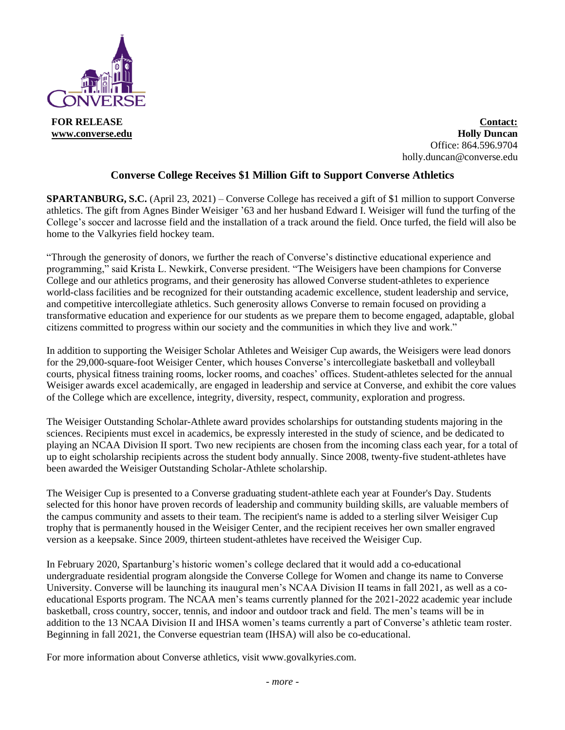**FOR RELEASE**
**www.converse.edu**

**Contact:**
**Holly Duncan**
Office: 864.596.9704
holly.duncan@converse.edu

# Converse College Receives $1 Million Gift to Support Converse Athletics

**SPARTANBURG, S.C.** (April 23, 2021) – Converse College has received a gift of $1 million to support Converse athletics. The gift from Agnes Binder Weisiger '63 and her husband Edward I. Weisiger will fund the turfing of the College's soccer and lacrosse field and the installation of a track around the field. Once turfed, the field will also be home to the Valkyries field hockey team.

"Through the generosity of donors, we further the reach of Converse's distinctive educational experience and programming," said Krista L. Newkirk, Converse president. "The Weisigers have been champions for Converse College and our athletics programs, and their generosity has allowed Converse student-athletes to experience world-class facilities and be recognized for their outstanding academic excellence, student leadership and service, and competitive intercollegiate athletics. Such generosity allows Converse to remain focused on providing a transformative education and experience for our students as we prepare them to become engaged, adaptable, global citizens committed to progress within our society and the communities in which they live and work."

In addition to supporting the Weisiger Scholar Athletes and Weisiger Cup awards, the Weisigers were lead donors for the 29,000-square-foot Weisiger Center, which houses Converse's intercollegiate basketball and volleyball courts, physical fitness training rooms, locker rooms, and coaches' offices. Student-athletes selected for the annual Weisiger awards excel academically, are engaged in leadership and service at Converse, and exhibit the core values of the College which are excellence, integrity, diversity, respect, community, exploration and progress.

The Weisiger Outstanding Scholar-Athlete award provides scholarships for outstanding students majoring in the sciences. Recipients must excel in academics, be expressly interested in the study of science, and be dedicated to playing an NCAA Division II sport. Two new recipients are chosen from the incoming class each year, for a total of up to eight scholarship recipients across the student body annually. Since 2008, twenty-five student-athletes have been awarded the Weisiger Outstanding Scholar-Athlete scholarship.

The Weisiger Cup is presented to a Converse graduating student-athlete each year at Founder's Day. Students selected for this honor have proven records of leadership and community building skills, are valuable members of the campus community and assets to their team. The recipient's name is added to a sterling silver Weisiger Cup trophy that is permanently housed in the Weisiger Center, and the recipient receives her own smaller engraved version as a keepsake. Since 2009, thirteen student-athletes have received the Weisiger Cup.

In February 2020, Spartanburg's historic women's college declared that it would add a co-educational undergraduate residential program alongside the Converse College for Women and change its name to Converse University. Converse will be launching its inaugural men's NCAA Division II teams in fall 2021, as well as a co-educational Esports program. The NCAA men's teams currently planned for the 2021-2022 academic year include basketball, cross country, soccer, tennis, and indoor and outdoor track and field. The men's teams will be in addition to the 13 NCAA Division II and IHSA women's teams currently a part of Converse's athletic team roster. Beginning in fall 2021, the Converse equestrian team (IHSA) will also be co-educational.

For more information about Converse athletics, visit www.govalkyries.com.

*- more -*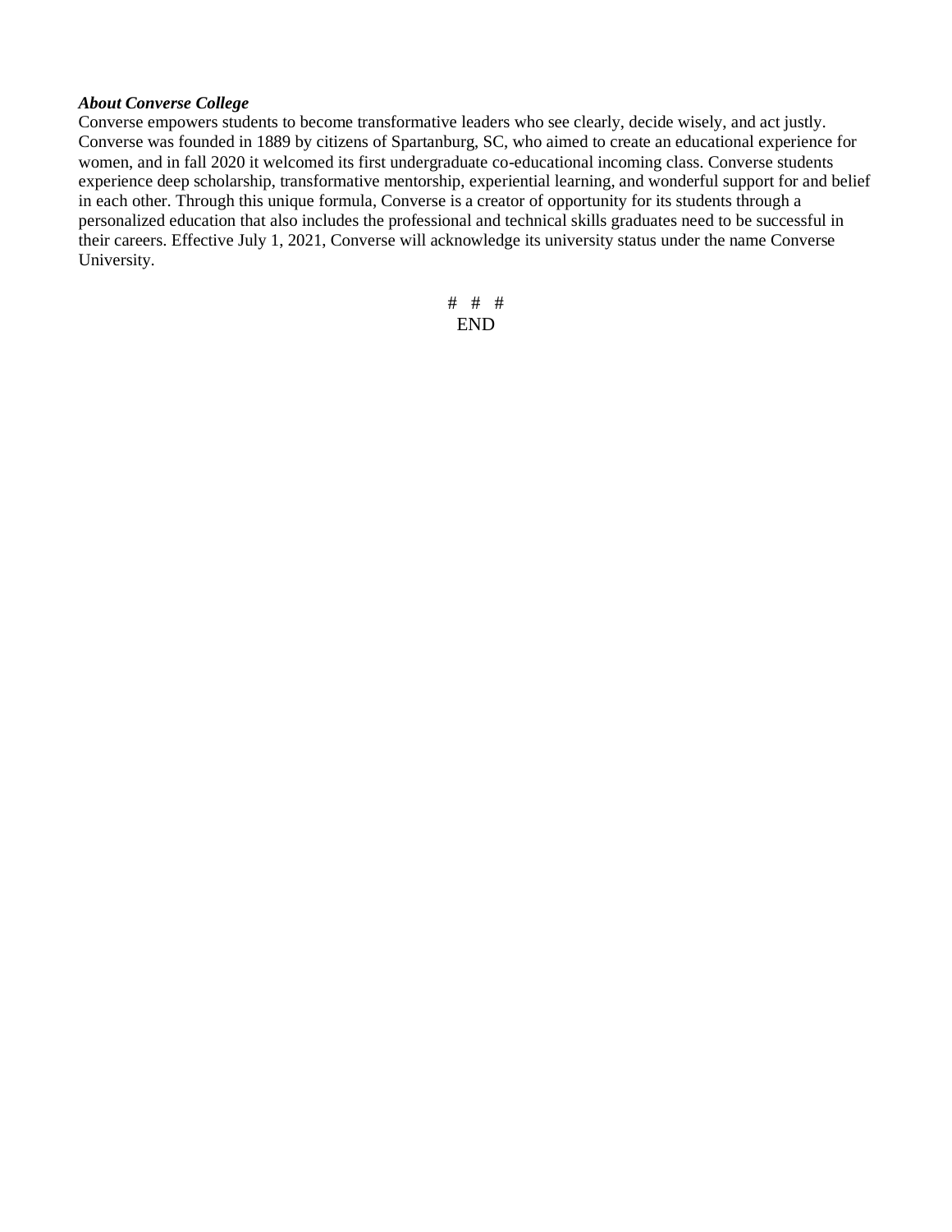***About Converse College***

Converse empowers students to become transformative leaders who see clearly, decide wisely, and act justly. Converse was founded in 1889 by citizens of Spartanburg, SC, who aimed to create an educational experience for women, and in fall 2020 it welcomed its first undergraduate co-educational incoming class. Converse students experience deep scholarship, transformative mentorship, experiential learning, and wonderful support for and belief in each other. Through this unique formula, Converse is a creator of opportunity for its students through a personalized education that also includes the professional and technical skills graduates need to be successful in their careers. Effective July 1, 2021, Converse will acknowledge its university status under the name Converse University.

\# # #

END